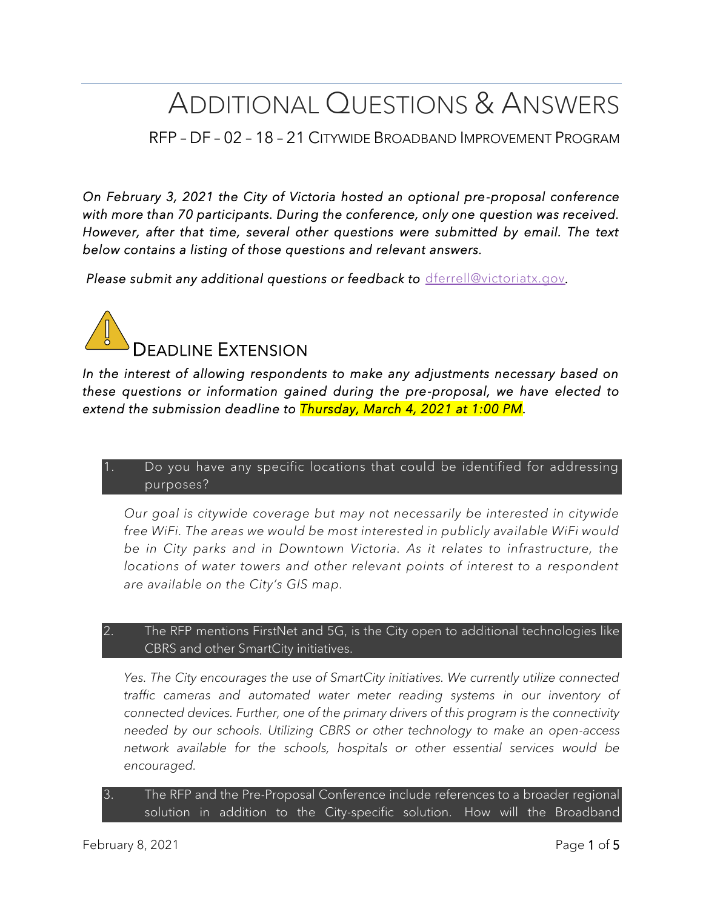# Additional Questions & Answers

## RFP – DF – 02 – 18 – 21 Citywide Broadband Improvement Program

*On February 3, 2021 the City of Victoria hosted an optional pre-proposal conference with more than 70 participants. During the conference, only one question was received. However, after that time, several other questions were submitted by email. The text below contains a listing of those questions and relevant answers.*

*Please submit any additional questions or feedback to* dferrell@victoriatx.gov*.*

## Deadline Extension

*In the interest of allowing respondents to make any adjustments necessary based on these questions or information gained during the pre-proposal, we have elected to extend the submission deadline to **Thursday, March 4, 2021 at 1:00 PM**.*

1. Do you have any specific locations that could be identified for addressing purposes?

   *Our goal is citywide coverage but may not necessarily be interested in citywide free WiFi. The areas we would be most interested in publicly available WiFi would be in City parks and in Downtown Victoria. As it relates to infrastructure, the locations of water towers and other relevant points of interest to a respondent are available on the City's GIS map.*

2. The RFP mentions FirstNet and 5G, is the City open to additional technologies like CBRS and other SmartCity initiatives.

   *Yes. The City encourages the use of SmartCity initiatives. We currently utilize connected traffic cameras and automated water meter reading systems in our inventory of connected devices. Further, one of the primary drivers of this program is the connectivity needed by our schools. Utilizing CBRS or other technology to make an open-access network available for the schools, hospitals or other essential services would be encouraged.*

3. The RFP and the Pre-Proposal Conference include references to a broader regional solution in addition to the City-specific solution. How will the Broadband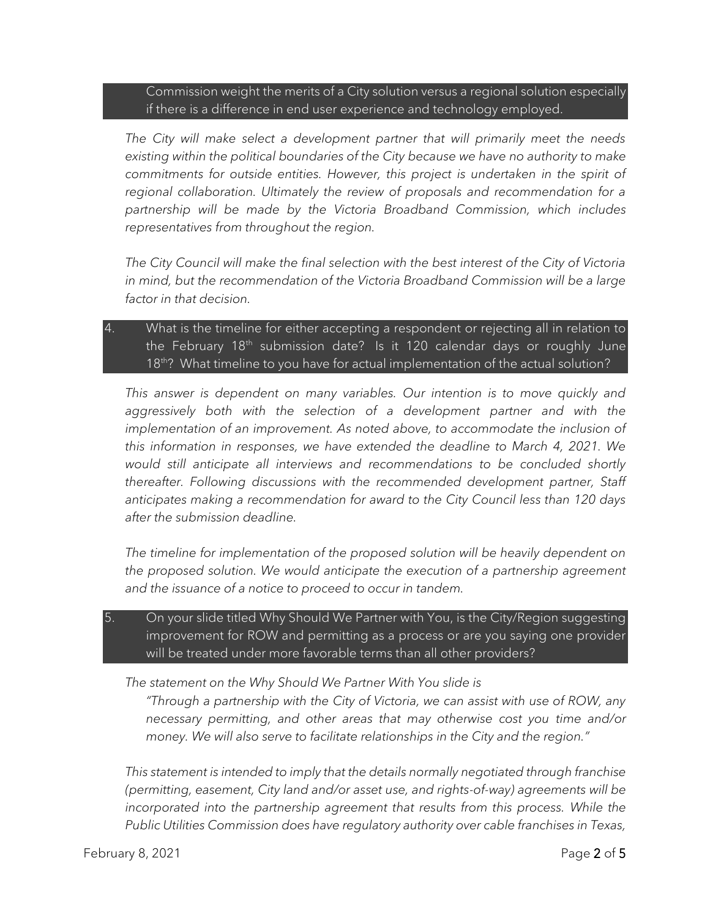**Commission weight the merits of a City solution versus a regional solution especially if there is a difference in end user experience and technology employed.**

*The City will make select a development partner that will primarily meet the needs existing within the political boundaries of the City because we have no authority to make commitments for outside entities. However, this project is undertaken in the spirit of regional collaboration. Ultimately the review of proposals and recommendation for a partnership will be made by the Victoria Broadband Commission, which includes representatives from throughout the region.*

*The City Council will make the final selection with the best interest of the City of Victoria in mind, but the recommendation of the Victoria Broadband Commission will be a large factor in that decision.*

4. **What is the timeline for either accepting a respondent or rejecting all in relation to the February 18th submission date? Is it 120 calendar days or roughly June 18th? What timeline to you have for actual implementation of the actual solution?**

*This answer is dependent on many variables. Our intention is to move quickly and aggressively both with the selection of a development partner and with the implementation of an improvement. As noted above, to accommodate the inclusion of this information in responses, we have extended the deadline to March 4, 2021. We would still anticipate all interviews and recommendations to be concluded shortly thereafter. Following discussions with the recommended development partner, Staff anticipates making a recommendation for award to the City Council less than 120 days after the submission deadline.*

*The timeline for implementation of the proposed solution will be heavily dependent on the proposed solution. We would anticipate the execution of a partnership agreement and the issuance of a notice to proceed to occur in tandem.*

5. **On your slide titled Why Should We Partner with You, is the City/Region suggesting improvement for ROW and permitting as a process or are you saying one provider will be treated under more favorable terms than all other providers?**

*The statement on the Why Should We Partner With You slide is*

> *"Through a partnership with the City of Victoria, we can assist with use of ROW, any necessary permitting, and other areas that may otherwise cost you time and/or money. We will also serve to facilitate relationships in the City and the region."*

*This statement is intended to imply that the details normally negotiated through franchise (permitting, easement, City land and/or asset use, and rights-of-way) agreements will be incorporated into the partnership agreement that results from this process. While the Public Utilities Commission does have regulatory authority over cable franchises in Texas,*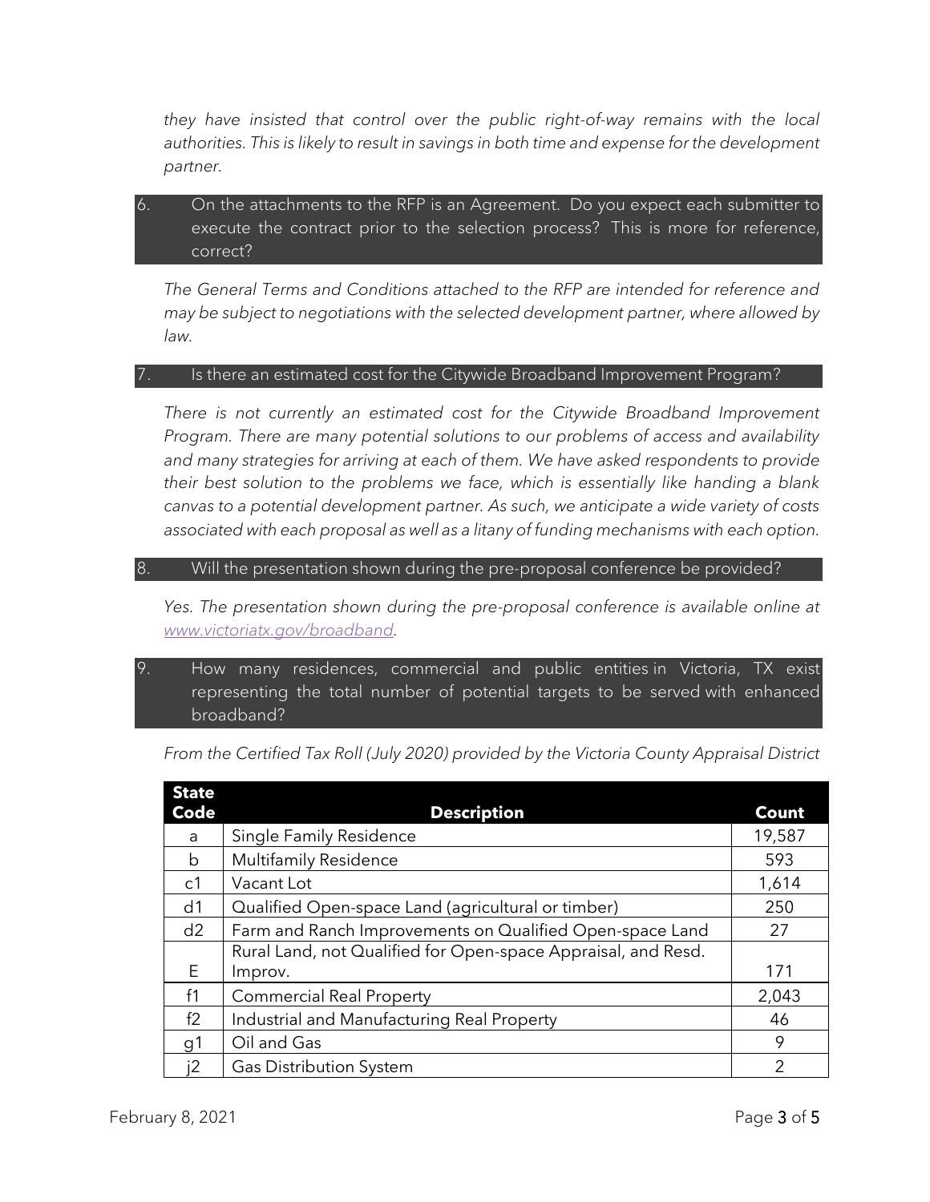*they have insisted that control over the public right-of-way remains with the local authorities. This is likely to result in savings in both time and expense for the development partner.*

6. On the attachments to the RFP is an Agreement. Do you expect each submitter to execute the contract prior to the selection process? This is more for reference, correct?

*The General Terms and Conditions attached to the RFP are intended for reference and may be subject to negotiations with the selected development partner, where allowed by law.*

7. Is there an estimated cost for the Citywide Broadband Improvement Program?

*There is not currently an estimated cost for the Citywide Broadband Improvement Program. There are many potential solutions to our problems of access and availability and many strategies for arriving at each of them. We have asked respondents to provide their best solution to the problems we face, which is essentially like handing a blank canvas to a potential development partner. As such, we anticipate a wide variety of costs associated with each proposal as well as a litany of funding mechanisms with each option.*

8. Will the presentation shown during the pre-proposal conference be provided?

*Yes. The presentation shown during the pre-proposal conference is available online at [www.victoriatx.gov/broadband](http://www.victoriatx.gov/broadband).*

9. How many residences, commercial and public entities in Victoria, TX exist representing the total number of potential targets to be served with enhanced broadband?

*From the Certified Tax Roll (July 2020) provided by the Victoria County Appraisal District*

| State Code | Description | Count |
|---|---|---|
| a | Single Family Residence | 19,587 |
| b | Multifamily Residence | 593 |
| c1 | Vacant Lot | 1,614 |
| d1 | Qualified Open-space Land (agricultural or timber) | 250 |
| d2 | Farm and Ranch Improvements on Qualified Open-space Land | 27 |
| E | Rural Land, not Qualified for Open-space Appraisal, and Resd. Improv. | 171 |
| f1 | Commercial Real Property | 2,043 |
| f2 | Industrial and Manufacturing Real Property | 46 |
| g1 | Oil and Gas | 9 |
| j2 | Gas Distribution System | 2 |

February 8, 2021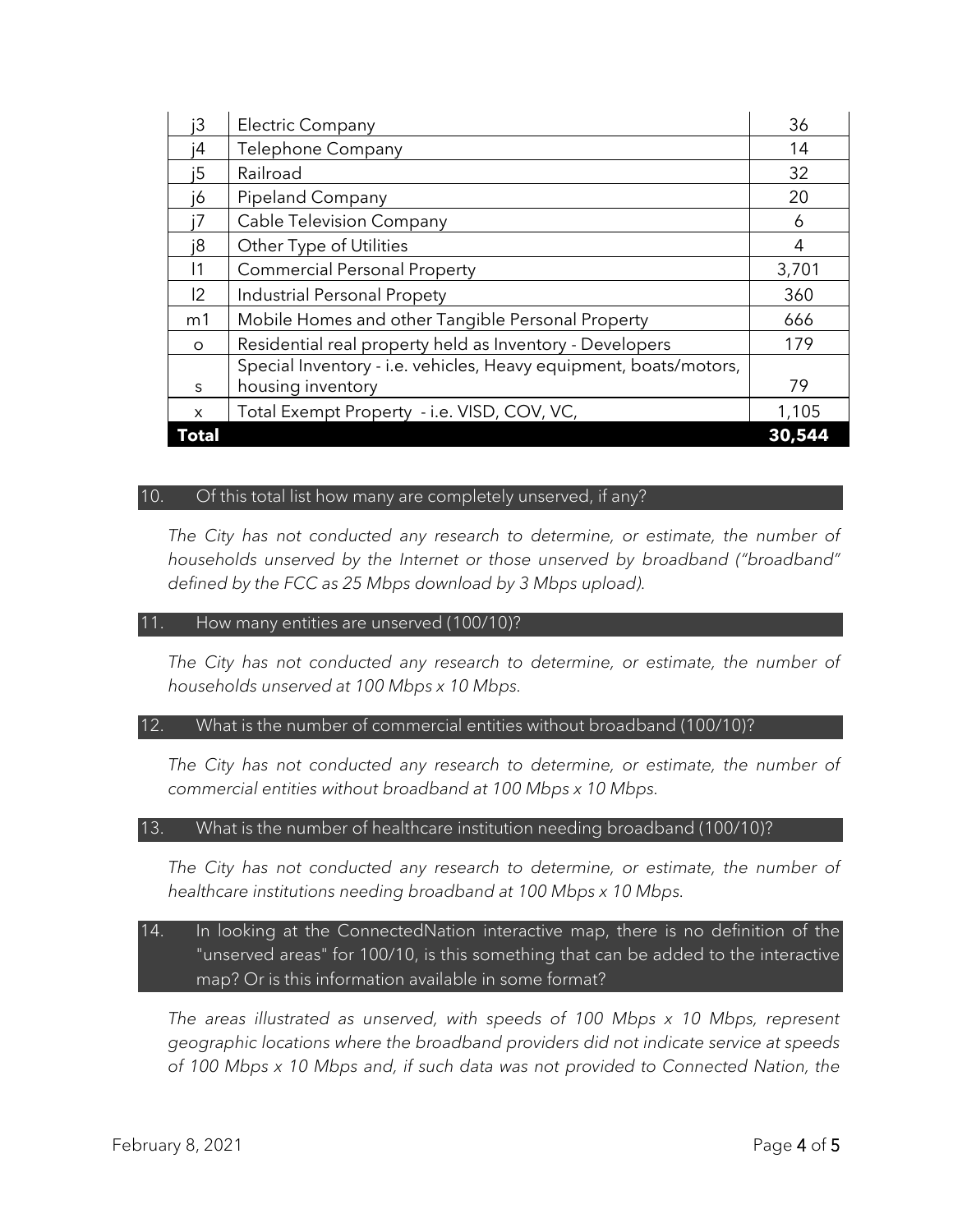| | | |
|---|---|---|
| j3 | Electric Company | 36 |
| j4 | Telephone Company | 14 |
| j5 | Railroad | 32 |
| j6 | Pipeland Company | 20 |
| j7 | Cable Television Company | 6 |
| j8 | Other Type of Utilities | 4 |
| l1 | Commercial Personal Property | 3,701 |
| l2 | Industrial Personal Propety | 360 |
| m1 | Mobile Homes and other Tangible Personal Property | 666 |
| o | Residential real property held as Inventory - Developers | 179 |
| s | Special Inventory - i.e. vehicles, Heavy equipment, boats/motors, housing inventory | 79 |
| x | Total Exempt Property - i.e. VISD, COV, VC, | 1,105 |
| **Total** | | **30,544** |

### 10. Of this total list how many are completely unserved, if any?

*The City has not conducted any research to determine, or estimate, the number of households unserved by the Internet or those unserved by broadband ("broadband" defined by the FCC as 25 Mbps download by 3 Mbps upload).*

### 11. How many entities are unserved (100/10)?

*The City has not conducted any research to determine, or estimate, the number of households unserved at 100 Mbps x 10 Mbps.*

### 12. What is the number of commercial entities without broadband (100/10)?

*The City has not conducted any research to determine, or estimate, the number of commercial entities without broadband at 100 Mbps x 10 Mbps.*

### 13. What is the number of healthcare institution needing broadband (100/10)?

*The City has not conducted any research to determine, or estimate, the number of healthcare institutions needing broadband at 100 Mbps x 10 Mbps.*

### 14. In looking at the ConnectedNation interactive map, there is no definition of the "unserved areas" for 100/10, is this something that can be added to the interactive map? Or is this information available in some format?

*The areas illustrated as unserved, with speeds of 100 Mbps x 10 Mbps, represent geographic locations where the broadband providers did not indicate service at speeds of 100 Mbps x 10 Mbps and, if such data was not provided to Connected Nation, the*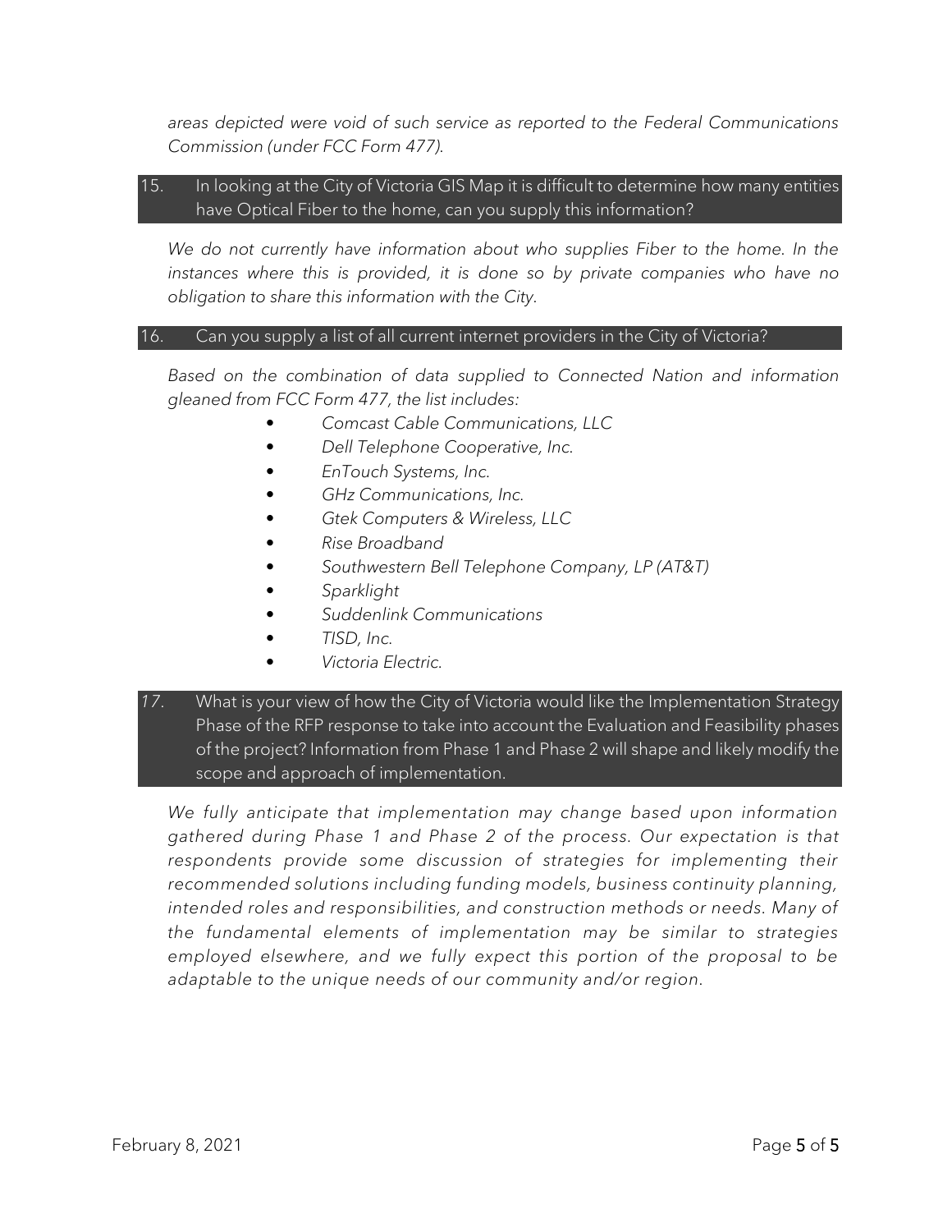*areas depicted were void of such service as reported to the Federal Communications Commission (under FCC Form 477).*

**15. In looking at the City of Victoria GIS Map it is difficult to determine how many entities have Optical Fiber to the home, can you supply this information?**

*We do not currently have information about who supplies Fiber to the home. In the instances where this is provided, it is done so by private companies who have no obligation to share this information with the City.*

**16. Can you supply a list of all current internet providers in the City of Victoria?**

*Based on the combination of data supplied to Connected Nation and information gleaned from FCC Form 477, the list includes:*

- *Comcast Cable Communications, LLC*
- *Dell Telephone Cooperative, Inc.*
- *EnTouch Systems, Inc.*
- *GHz Communications, Inc.*
- *Gtek Computers & Wireless, LLC*
- *Rise Broadband*
- *Southwestern Bell Telephone Company, LP (AT&T)*
- *Sparklight*
- *Suddenlink Communications*
- *TISD, Inc.*
- *Victoria Electric.*

**17. What is your view of how the City of Victoria would like the Implementation Strategy Phase of the RFP response to take into account the Evaluation and Feasibility phases of the project? Information from Phase 1 and Phase 2 will shape and likely modify the scope and approach of implementation.**

*We fully anticipate that implementation may change based upon information gathered during Phase 1 and Phase 2 of the process. Our expectation is that respondents provide some discussion of strategies for implementing their recommended solutions including funding models, business continuity planning, intended roles and responsibilities, and construction methods or needs. Many of the fundamental elements of implementation may be similar to strategies employed elsewhere, and we fully expect this portion of the proposal to be adaptable to the unique needs of our community and/or region.*

February 8, 2021